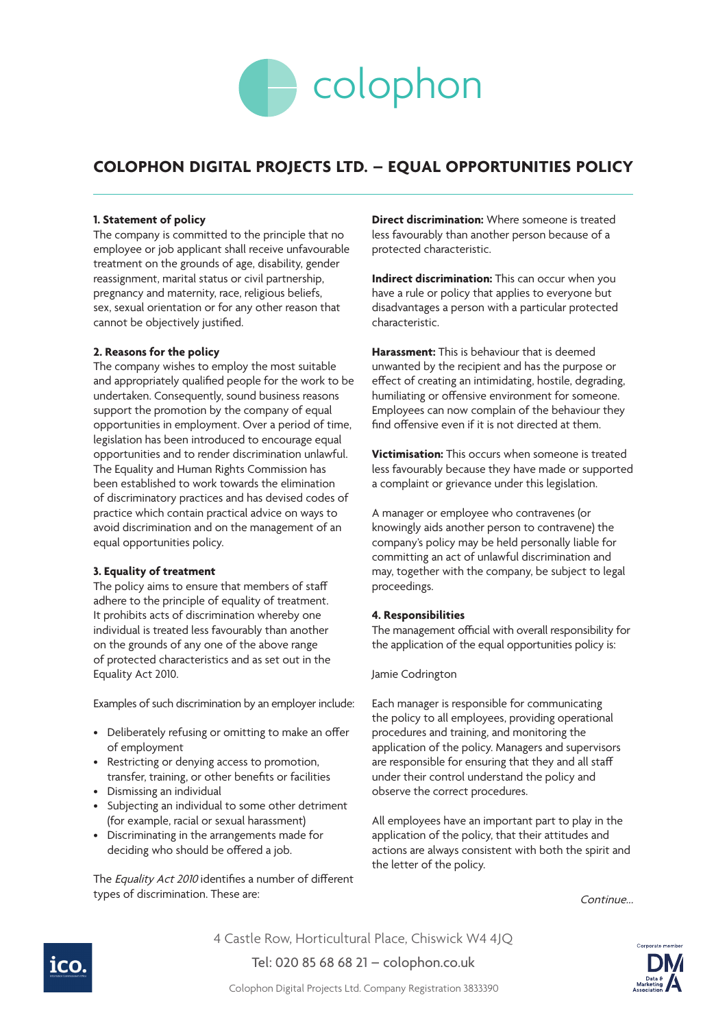# COLOPHON DIGITAL PROJECTS LTD. – EQUAL OPPORTUNITIES POLICY

### 1. Statement of policy

The company is committed to the principle that no employee or job applicant shall receive unfavourable treatment on the grounds of age, disability, gender reassignment, marital status or civil partnership, pregnancy and maternity, race, religious beliefs, sex, sexual orientation or for any other reason that cannot be objectively justified.

### 2. Reasons for the policy

The company wishes to employ the most suitable and appropriately qualified people for the work to be undertaken. Consequently, sound business reasons support the promotion by the company of equal opportunities in employment. Over a period of time, legislation has been introduced to encourage equal opportunities and to render discrimination unlawful. The Equality and Human Rights Commission has been established to work towards the elimination of discriminatory practices and has devised codes of practice which contain practical advice on ways to avoid discrimination and on the management of an equal opportunities policy.

### 3. Equality of treatment

The policy aims to ensure that members of staff adhere to the principle of equality of treatment. It prohibits acts of discrimination whereby one individual is treated less favourably than another on the grounds of any one of the above range of protected characteristics and as set out in the Equality Act 2010.

Examples of such discrimination by an employer include:

- Deliberately refusing or omitting to make an offer of employment
- Restricting or denying access to promotion, transfer, training, or other benefits or facilities
- Dismissing an individual
- Subjecting an individual to some other detriment (for example, racial or sexual harassment)
- Discriminating in the arrangements made for deciding who should be offered a job.

The *Equality Act 2010* identifies a number of different types of discrimination. These are:

**Direct discrimination:** Where someone is treated less favourably than another person because of a protected characteristic.

**Indirect discrimination:** This can occur when you have a rule or policy that applies to everyone but disadvantages a person with a particular protected characteristic.

**Harassment:** This is behaviour that is deemed unwanted by the recipient and has the purpose or effect of creating an intimidating, hostile, degrading, humiliating or offensive environment for someone. Employees can now complain of the behaviour they find offensive even if it is not directed at them.

**Victimisation:** This occurs when someone is treated less favourably because they have made or supported a complaint or grievance under this legislation.

A manager or employee who contravenes (or knowingly aids another person to contravene) the company's policy may be held personally liable for committing an act of unlawful discrimination and may, together with the company, be subject to legal proceedings.

### 4. Responsibilities

The management official with overall responsibility for the application of the equal opportunities policy is:

Jamie Codrington

Each manager is responsible for communicating the policy to all employees, providing operational procedures and training, and monitoring the application of the policy. Managers and supervisors are responsible for ensuring that they and all staff under their control understand the policy and observe the correct procedures.

All employees have an important part to play in the application of the policy, that their attitudes and actions are always consistent with both the spirit and the letter of the policy.

*Continue...*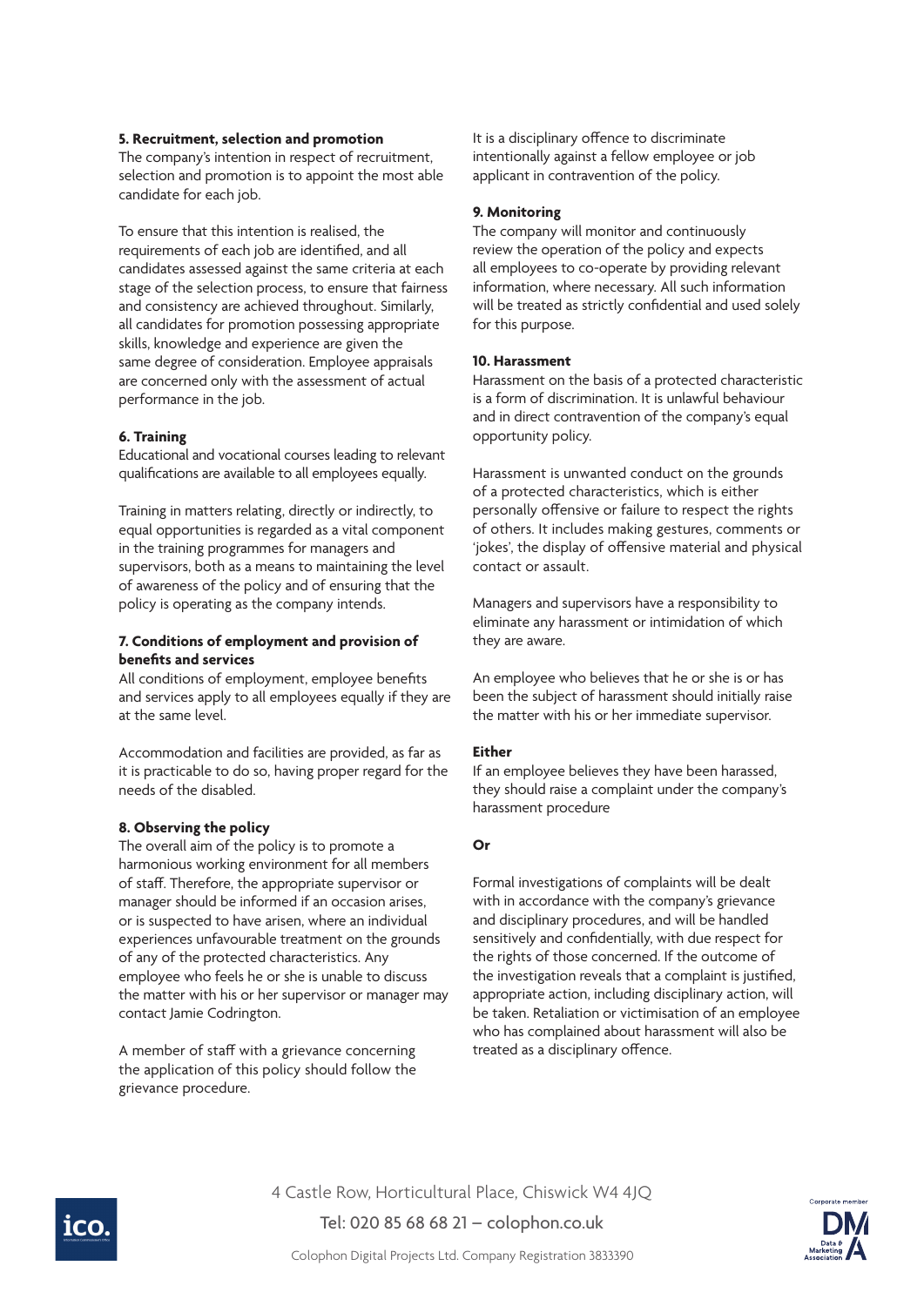**5. Recruitment, selection and promotion**

The company's intention in respect of recruitment, selection and promotion is to appoint the most able candidate for each job.

To ensure that this intention is realised, the requirements of each job are identified, and all candidates assessed against the same criteria at each stage of the selection process, to ensure that fairness and consistency are achieved throughout. Similarly, all candidates for promotion possessing appropriate skills, knowledge and experience are given the same degree of consideration. Employee appraisals are concerned only with the assessment of actual performance in the job.

**6. Training**

Educational and vocational courses leading to relevant qualifications are available to all employees equally.

Training in matters relating, directly or indirectly, to equal opportunities is regarded as a vital component in the training programmes for managers and supervisors, both as a means to maintaining the level of awareness of the policy and of ensuring that the policy is operating as the company intends.

**7. Conditions of employment and provision of benefits and services**

All conditions of employment, employee benefits and services apply to all employees equally if they are at the same level.

Accommodation and facilities are provided, as far as it is practicable to do so, having proper regard for the needs of the disabled.

**8. Observing the policy**

The overall aim of the policy is to promote a harmonious working environment for all members of staff. Therefore, the appropriate supervisor or manager should be informed if an occasion arises, or is suspected to have arisen, where an individual experiences unfavourable treatment on the grounds of any of the protected characteristics. Any employee who feels he or she is unable to discuss the matter with his or her supervisor or manager may contact Jamie Codrington.

A member of staff with a grievance concerning the application of this policy should follow the grievance procedure.

It is a disciplinary offence to discriminate intentionally against a fellow employee or job applicant in contravention of the policy.

**9. Monitoring**

The company will monitor and continuously review the operation of the policy and expects all employees to co-operate by providing relevant information, where necessary. All such information will be treated as strictly confidential and used solely for this purpose.

**10. Harassment**

Harassment on the basis of a protected characteristic is a form of discrimination. It is unlawful behaviour and in direct contravention of the company's equal opportunity policy.

Harassment is unwanted conduct on the grounds of a protected characteristics, which is either personally offensive or failure to respect the rights of others. It includes making gestures, comments or 'jokes', the display of offensive material and physical contact or assault.

Managers and supervisors have a responsibility to eliminate any harassment or intimidation of which they are aware.

An employee who believes that he or she is or has been the subject of harassment should initially raise the matter with his or her immediate supervisor.

**Either**

If an employee believes they have been harassed, they should raise a complaint under the company's harassment procedure

**Or**

Formal investigations of complaints will be dealt with in accordance with the company's grievance and disciplinary procedures, and will be handled sensitively and confidentially, with due respect for the rights of those concerned. If the outcome of the investigation reveals that a complaint is justified, appropriate action, including disciplinary action, will be taken. Retaliation or victimisation of an employee who has complained about harassment will also be treated as a disciplinary offence.

4 Castle Row, Horticultural Place, Chiswick W4 4JQ

Tel: 020 85 68 68 21 – colophon.co.uk

Colophon Digital Projects Ltd. Company Registration 3833390